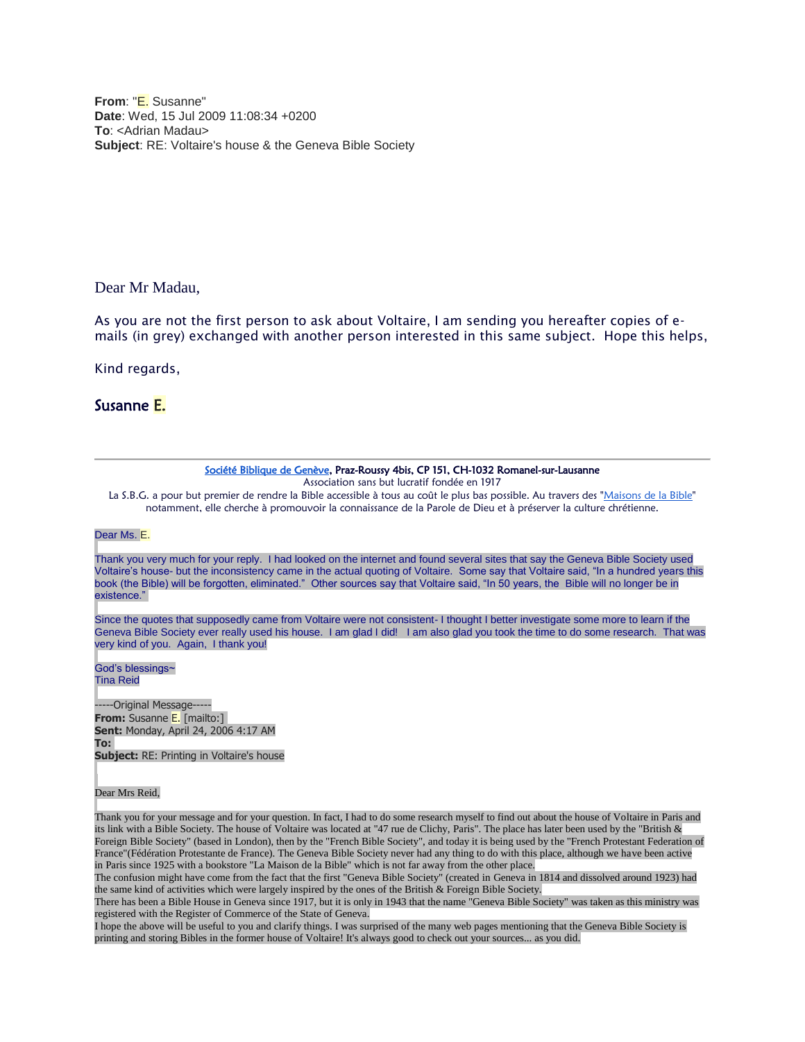**From**: "E. Susanne"
**Date**: Wed, 15 Jul 2009 11:08:34 +0200
**To**: <Adrian Madau>
**Subject**: RE: Voltaire's house & the Geneva Bible Society

Dear Mr Madau,

As you are not the first person to ask about Voltaire, I am sending you hereafter copies of e-mails (in grey) exchanged with another person interested in this same subject. Hope this helps,

Kind regards,

Susanne E.

---

Société Biblique de Genève, Praz-Roussy 4bis, CP 151, CH-1032 Romanel-sur-Lausanne
Association sans but lucratif fondée en 1917
La S.B.G. a pour but premier de rendre la Bible accessible à tous au coût le plus bas possible. Au travers des "Maisons de la Bible" notamment, elle cherche à promouvoir la connaissance de la Parole de Dieu et à préserver la culture chrétienne.

Dear Ms. E.

Thank you very much for your reply. I had looked on the internet and found several sites that say the Geneva Bible Society used Voltaire's house- but the inconsistency came in the actual quoting of Voltaire. Some say that Voltaire said, "In a hundred years this book (the Bible) will be forgotten, eliminated." Other sources say that Voltaire said, "In 50 years, the Bible will no longer be in existence."

Since the quotes that supposedly came from Voltaire were not consistent- I thought I better investigate some more to learn if the Geneva Bible Society ever really used his house. I am glad I did! I am also glad you took the time to do some research. That was very kind of you. Again, I thank you!

God's blessings~
Tina Reid

-----Original Message-----
**From:** Susanne E. [mailto:]
**Sent:** Monday, April 24, 2006 4:17 AM
**To:**
**Subject:** RE: Printing in Voltaire's house

Dear Mrs Reid,

Thank you for your message and for your question. In fact, I had to do some research myself to find out about the house of Voltaire in Paris and its link with a Bible Society. The house of Voltaire was located at "47 rue de Clichy, Paris". The place has later been used by the "British & Foreign Bible Society" (based in London), then by the "French Bible Society", and today it is being used by the "French Protestant Federation of France"(Fédération Protestante de France). The Geneva Bible Society never had any thing to do with this place, although we have been active in Paris since 1925 with a bookstore "La Maison de la Bible" which is not far away from the other place.
The confusion might have come from the fact that the first "Geneva Bible Society" (created in Geneva in 1814 and dissolved around 1923) had the same kind of activities which were largely inspired by the ones of the British & Foreign Bible Society.
There has been a Bible House in Geneva since 1917, but it is only in 1943 that the name "Geneva Bible Society" was taken as this ministry was registered with the Register of Commerce of the State of Geneva.
I hope the above will be useful to you and clarify things. I was surprised of the many web pages mentioning that the Geneva Bible Society is printing and storing Bibles in the former house of Voltaire! It's always good to check out your sources... as you did.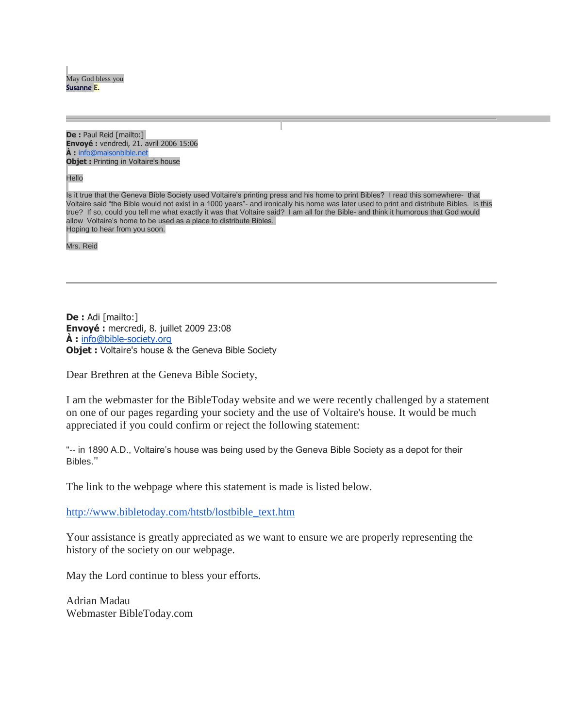May God bless you
Susanne E.

---

**De :** Paul Reid [mailto:]
**Envoyé :** vendredi, 21. avril 2006 15:06
**À :** info@maisonbible.net
**Objet :** Printing in Voltaire's house

Hello

Is it true that the Geneva Bible Society used Voltaire's printing press and his home to print Bibles? I read this somewhere- that Voltaire said "the Bible would not exist in a 1000 years"- and ironically his home was later used to print and distribute Bibles. Is this true? If so, could you tell me what exactly it was that Voltaire said? I am all for the Bible- and think it humorous that God would allow Voltaire's home to be used as a place to distribute Bibles.
Hoping to hear from you soon.

Mrs. Reid

---

**De :** Adi [mailto:]
**Envoyé :** mercredi, 8. juillet 2009 23:08
**À :** info@bible-society.org
**Objet :** Voltaire's house & the Geneva Bible Society

Dear Brethren at the Geneva Bible Society,

I am the webmaster for the BibleToday website and we were recently challenged by a statement on one of our pages regarding your society and the use of Voltaire's house. It would be much appreciated if you could confirm or reject the following statement:

"-- in 1890 A.D., Voltaire's house was being used by the Geneva Bible Society as a depot for their Bibles."

The link to the webpage where this statement is made is listed below.

http://www.bibletoday.com/htstb/lostbible_text.htm

Your assistance is greatly appreciated as we want to ensure we are properly representing the history of the society on our webpage.

May the Lord continue to bless your efforts.

Adrian Madau
Webmaster BibleToday.com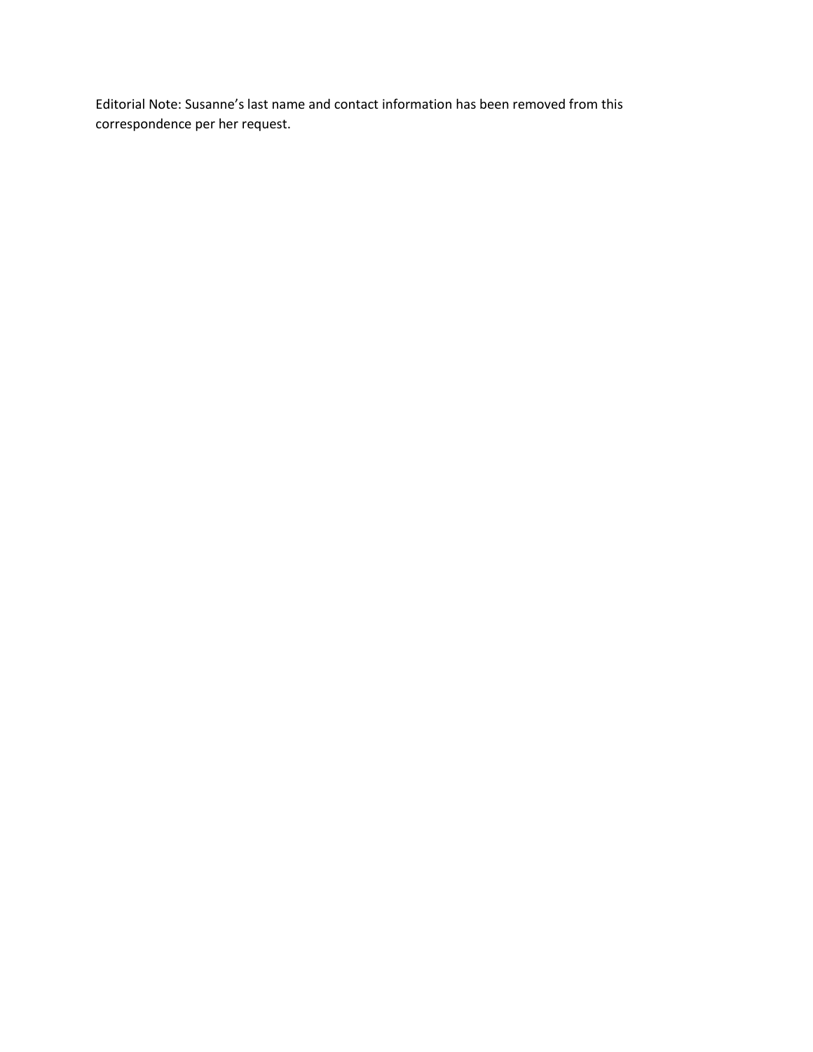Editorial Note: Susanne’s last name and contact information has been removed from this correspondence per her request.